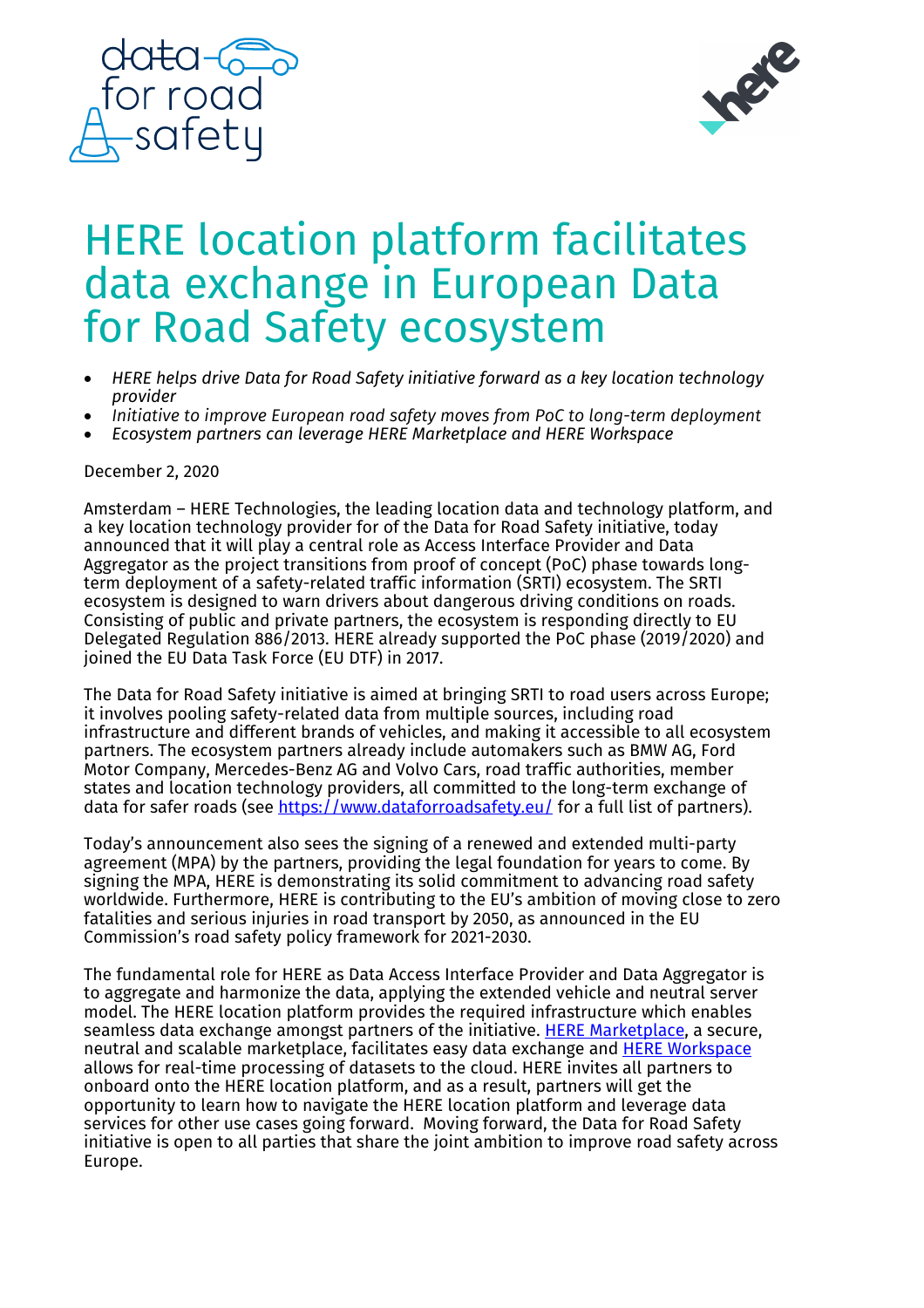# HERE location platform facilitates data exchange in European Data for Road Safety ecosystem

- *HERE helps drive Data for Road Safety initiative forward as a key location technology provider*
- *Initiative to improve European road safety moves from PoC to long-term deployment*
- *Ecosystem partners can leverage HERE Marketplace and HERE Workspace*

December 2, 2020

Amsterdam – HERE Technologies, the leading location data and technology platform, and a key location technology provider for of the Data for Road Safety initiative, today announced that it will play a central role as Access Interface Provider and Data Aggregator as the project transitions from proof of concept (PoC) phase towards long-term deployment of a safety-related traffic information (SRTI) ecosystem. The SRTI ecosystem is designed to warn drivers about dangerous driving conditions on roads. Consisting of public and private partners, the ecosystem is responding directly to EU Delegated Regulation 886/2013. HERE already supported the PoC phase (2019/2020) and joined the EU Data Task Force (EU DTF) in 2017.

The Data for Road Safety initiative is aimed at bringing SRTI to road users across Europe; it involves pooling safety-related data from multiple sources, including road infrastructure and different brands of vehicles, and making it accessible to all ecosystem partners. The ecosystem partners already include automakers such as BMW AG, Ford Motor Company, Mercedes-Benz AG and Volvo Cars, road traffic authorities, member states and location technology providers, all committed to the long-term exchange of data for safer roads (see [https://www.dataforroadsafety.eu/](https://www.dataforroadsafety.eu/) for a full list of partners).

Today's announcement also sees the signing of a renewed and extended multi-party agreement (MPA) by the partners, providing the legal foundation for years to come. By signing the MPA, HERE is demonstrating its solid commitment to advancing road safety worldwide. Furthermore, HERE is contributing to the EU's ambition of moving close to zero fatalities and serious injuries in road transport by 2050, as announced in the EU Commission's road safety policy framework for 2021-2030.

The fundamental role for HERE as Data Access Interface Provider and Data Aggregator is to aggregate and harmonize the data, applying the extended vehicle and neutral server model. The HERE location platform provides the required infrastructure which enables seamless data exchange amongst partners of the initiative. [HERE Marketplace](), a secure, neutral and scalable marketplace, facilitates easy data exchange and [HERE Workspace]() allows for real-time processing of datasets to the cloud. HERE invites all partners to onboard onto the HERE location platform, and as a result, partners will get the opportunity to learn how to navigate the HERE location platform and leverage data services for other use cases going forward. Moving forward, the Data for Road Safety initiative is open to all parties that share the joint ambition to improve road safety across Europe.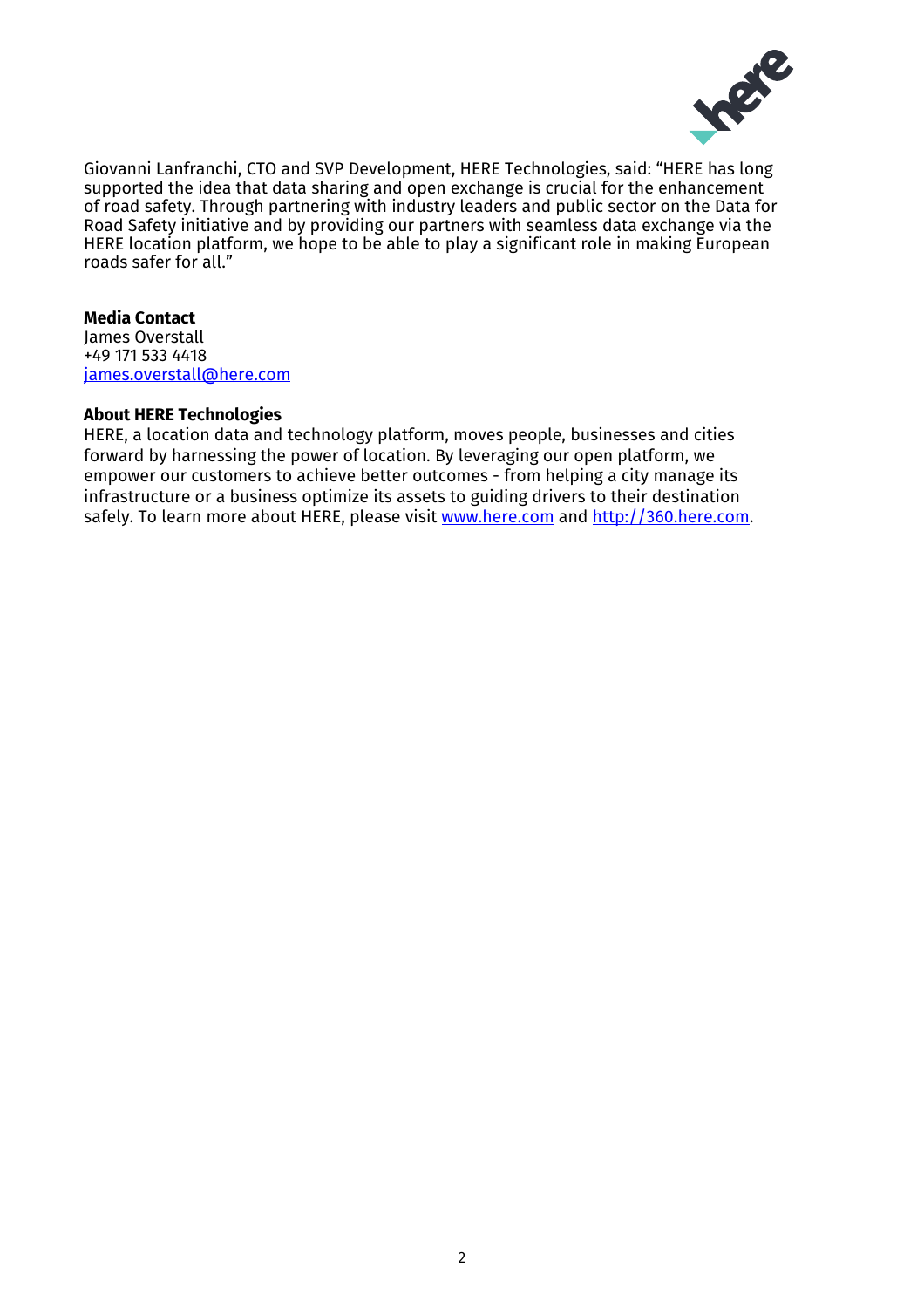Giovanni Lanfranchi, CTO and SVP Development, HERE Technologies, said: "HERE has long supported the idea that data sharing and open exchange is crucial for the enhancement of road safety. Through partnering with industry leaders and public sector on the Data for Road Safety initiative and by providing our partners with seamless data exchange via the HERE location platform, we hope to be able to play a significant role in making European roads safer for all."

**Media Contact**
James Overstall
+49 171 533 4418
[james.overstall@here.com](mailto:james.overstall@here.com)

**About HERE Technologies**
HERE, a location data and technology platform, moves people, businesses and cities forward by harnessing the power of location. By leveraging our open platform, we empower our customers to achieve better outcomes - from helping a city manage its infrastructure or a business optimize its assets to guiding drivers to their destination safely. To learn more about HERE, please visit [www.here.com](http://www.here.com) and [http://360.here.com](http://360.here.com).